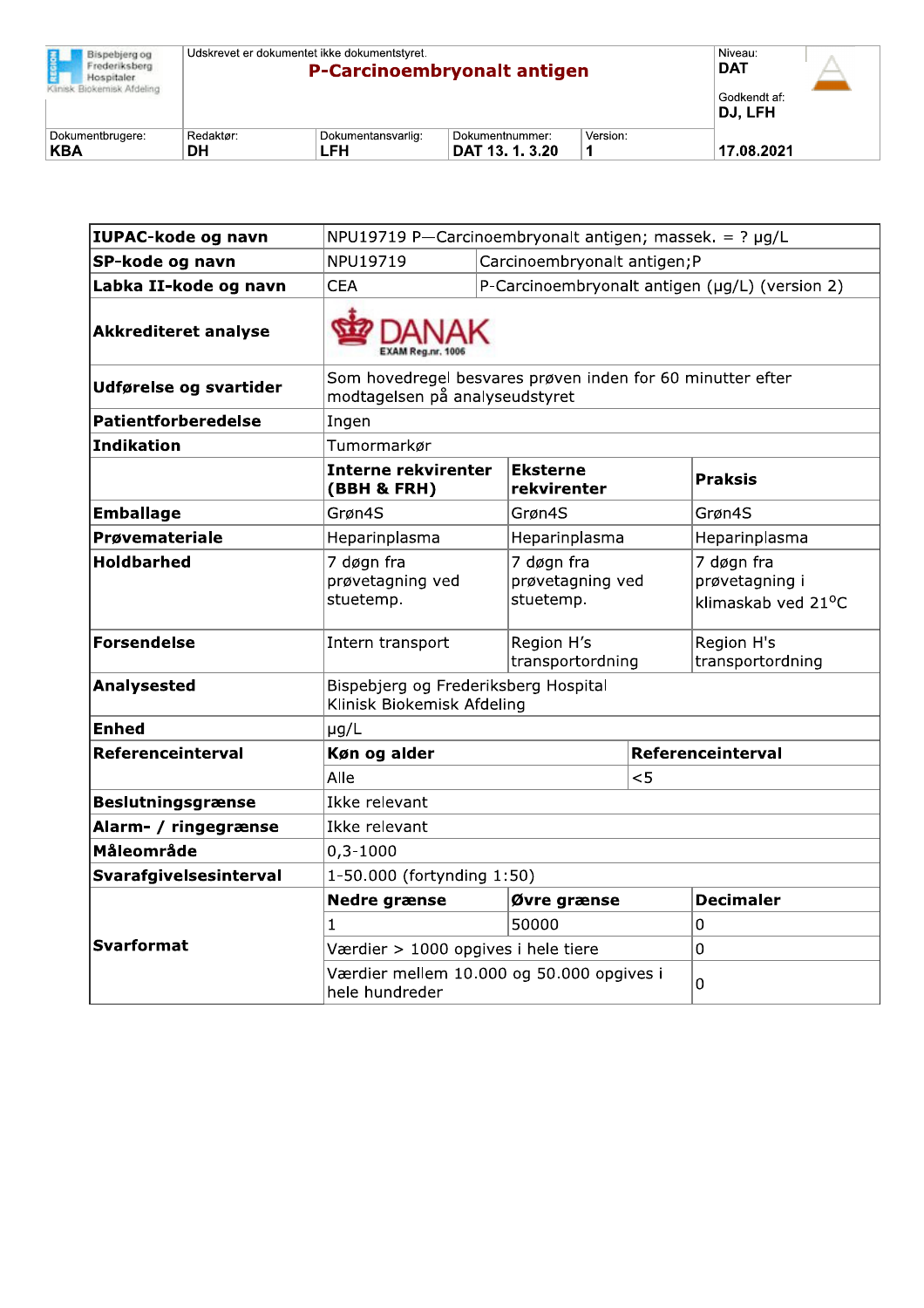| Bispebjerg og Frederiksberg Hospitaler Klinisk Biokemisk Afdeling | Udskrevet er dokumentet ikke dokumentstyret. **P-Carcinoembryonalt antigen** | | | Niveau: **DAT** Godkendt af: **DJ, LFH** |
|---|---|---|---|---|
| Dokumentbrugere: **KBA** | Redaktør: **DH** | Dokumentansvarlig: **LFH** | Dokumentnummer: **DAT 13. 1. 3.20** | Version: **1** / **17.08.2021** |

| **IUPAC-kode og navn** | NPU19719 P—Carcinoembryonalt antigen; massek. = ? µg/L | | |
|---|---|---|---|
| **SP-kode og navn** | NPU19719 | Carcinoembryonalt antigen;P | |
| **Labka II-kode og navn** | CEA | P-Carcinoembryonalt antigen (µg/L) (version 2) | |
| **Akkrediteret analyse** | DANAK EXAM Reg.nr. 1006 | | |
| **Udførelse og svartider** | Som hovedregel besvares prøven inden for 60 minutter efter modtagelsen på analyseudstyret | | |
| **Patientforberedelse** | Ingen | | |
| **Indikation** | Tumormarkør | | |
| | **Interne rekvirenter (BBH & FRH)** | **Eksterne rekvirenter** | **Praksis** |
| **Emballage** | Grøn4S | Grøn4S | Grøn4S |
| **Prøvemateriale** | Heparinplasma | Heparinplasma | Heparinplasma |
| **Holdbarhed** | 7 døgn fra prøvetagning ved stuetemp. | 7 døgn fra prøvetagning ved stuetemp. | 7 døgn fra prøvetagning i klimaskab ved 21°C |
| **Forsendelse** | Intern transport | Region H's transportordning | Region H's transportordning |
| **Analysested** | Bispebjerg og Frederiksberg Hospital Klinisk Biokemisk Afdeling | | |
| **Enhed** | µg/L | | |
| **Referenceinterval** | **Køn og alder** | **Referenceinterval** | |
| | Alle | <5 | |
| **Beslutningsgrænse** | Ikke relevant | | |
| **Alarm- / ringegrænse** | Ikke relevant | | |
| **Måleområde** | 0,3-1000 | | |
| **Svarafgivelsesinterval** | 1-50.000 (fortynding 1:50) | | |
| **Svarformat** | **Nedre grænse** | **Øvre grænse** | **Decimaler** |
| | 1 | 50000 | 0 |
| | Værdier > 1000 opgives i hele tiere | | 0 |
| | Værdier mellem 10.000 og 50.000 opgives i hele hundreder | | 0 |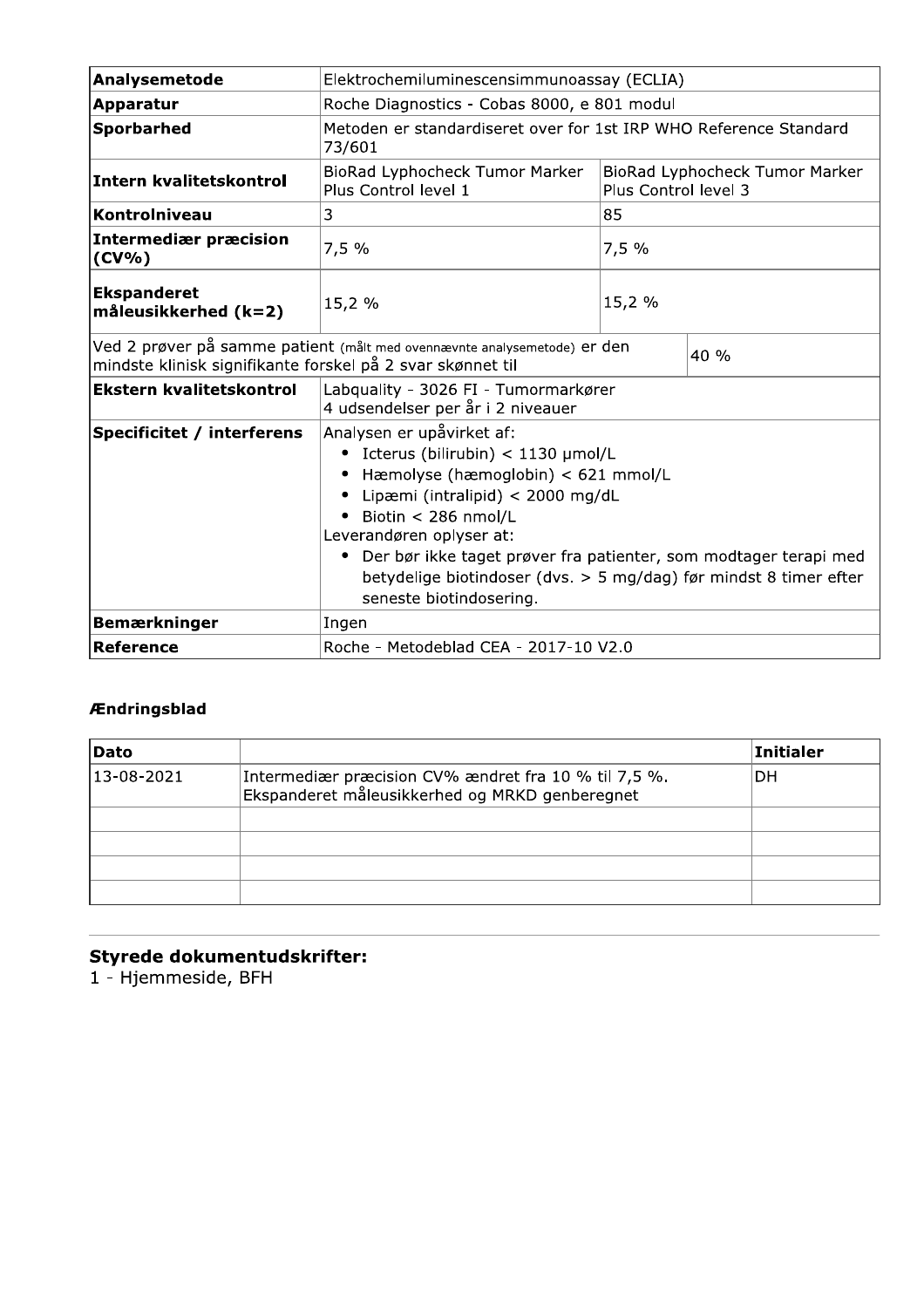| | | |
|---|---|---|
| **Analysemetode** | Elektrochemiluminescensimmunoassay (ECLIA) | |
| **Apparatur** | Roche Diagnostics - Cobas 8000, e 801 modul | |
| **Sporbarhed** | Metoden er standardiseret over for 1st IRP WHO Reference Standard 73/601 | |
| **Intern kvalitetskontrol** | BioRad Lyphocheck Tumor Marker Plus Control level 1 | BioRad Lyphocheck Tumor Marker Plus Control level 3 |
| **Kontrolniveau** | 3 | 85 |
| **Intermediær præcision (CV%)** | 7,5 % | 7,5 % |
| **Ekspanderet måleusikkerhed (k=2)** | 15,2 % | 15,2 % |
| Ved 2 prøver på samme patient (målt med ovennævnte analysemetode) er den mindste klinisk signifikante forskel på 2 svar skønnet til | | 40 % |
| **Ekstern kvalitetskontrol** | Labquality - 3026 FI - Tumormarkører<br>4 udsendelser per år i 2 niveauer | |
| **Specificitet / interferens** | Analysen er upåvirket af:<br>• Icterus (bilirubin) < 1130 µmol/L<br>• Hæmolyse (hæmoglobin) < 621 mmol/L<br>• Lipæmi (intralipid) < 2000 mg/dL<br>• Biotin < 286 nmol/L<br>Leverandøren oplyser at:<br>• Der bør ikke taget prøver fra patienter, som modtager terapi med betydelige biotindoser (dvs. > 5 mg/dag) før mindst 8 timer efter seneste biotindosering. | |
| **Bemærkninger** | Ingen | |
| **Reference** | Roche - Metodeblad CEA - 2017-10 V2.0 | |

### Ændringsblad

| **Dato** | | **Initialer** |
|---|---|---|
| 13-08-2021 | Intermediær præcision CV% ændret fra 10 % til 7,5 %. Ekspanderet måleusikkerhed og MRKD genberegnet | DH |
| | | |
| | | |
| | | |
| | | |

## Styrede dokumentudskrifter:

1 - Hjemmeside, BFH